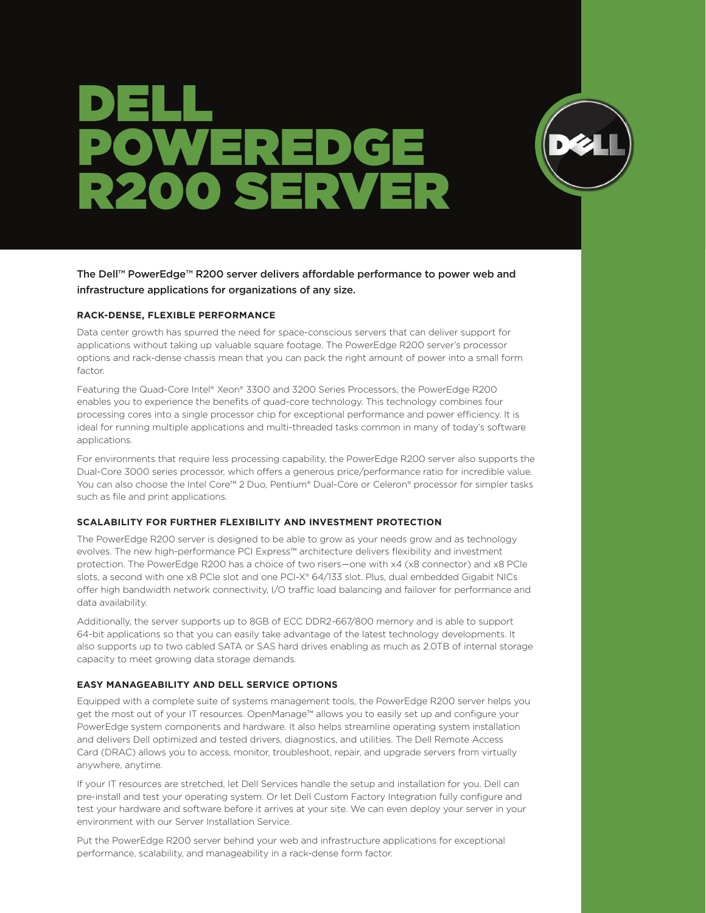# DELL POWEREDGE R200 SERVER

**The Dell™ PowerEdge™ R200 server delivers affordable performance to power web and infrastructure applications for organizations of any size.**

### RACK-DENSE, FLEXIBLE PERFORMANCE

Data center growth has spurred the need for space-conscious servers that can deliver support for applications without taking up valuable square footage. The PowerEdge R200 server's processor options and rack-dense chassis mean that you can pack the right amount of power into a small form factor.

Featuring the Quad-Core Intel® Xeon® 3300 and 3200 Series Processors, the PowerEdge R200 enables you to experience the benefits of quad-core technology. This technology combines four processing cores into a single processor chip for exceptional performance and power efficiency. It is ideal for running multiple applications and multi-threaded tasks common in many of today's software applications.

For environments that require less processing capability, the PowerEdge R200 server also supports the Dual-Core 3000 series processor, which offers a generous price/performance ratio for incredible value. You can also choose the Intel Core™ 2 Duo, Pentium® Dual-Core or Celeron® processor for simpler tasks such as file and print applications.

### SCALABILITY FOR FURTHER FLEXIBILITY AND INVESTMENT PROTECTION

The PowerEdge R200 server is designed to be able to grow as your needs grow and as technology evolves. The new high-performance PCI Express™ architecture delivers flexibility and investment protection. The PowerEdge R200 has a choice of two risers—one with x4 (x8 connector) and x8 PCIe slots, a second with one x8 PCIe slot and one PCI-X® 64/133 slot. Plus, dual embedded Gigabit NICs offer high bandwidth network connectivity, I/O traffic load balancing and failover for performance and data availability.

Additionally, the server supports up to 8GB of ECC DDR2-667/800 memory and is able to support 64-bit applications so that you can easily take advantage of the latest technology developments. It also supports up to two cabled SATA or SAS hard drives enabling as much as 2.0TB of internal storage capacity to meet growing data storage demands.

### EASY MANAGEABILITY AND DELL SERVICE OPTIONS

Equipped with a complete suite of systems management tools, the PowerEdge R200 server helps you get the most out of your IT resources. OpenManage™ allows you to easily set up and configure your PowerEdge system components and hardware. It also helps streamline operating system installation and delivers Dell optimized and tested drivers, diagnostics, and utilities. The Dell Remote Access Card (DRAC) allows you to access, monitor, troubleshoot, repair, and upgrade servers from virtually anywhere, anytime.

If your IT resources are stretched, let Dell Services handle the setup and installation for you. Dell can pre-install and test your operating system. Or let Dell Custom Factory Integration fully configure and test your hardware and software before it arrives at your site. We can even deploy your server in your environment with our Server Installation Service.

Put the PowerEdge R200 server behind your web and infrastructure applications for exceptional performance, scalability, and manageability in a rack-dense form factor.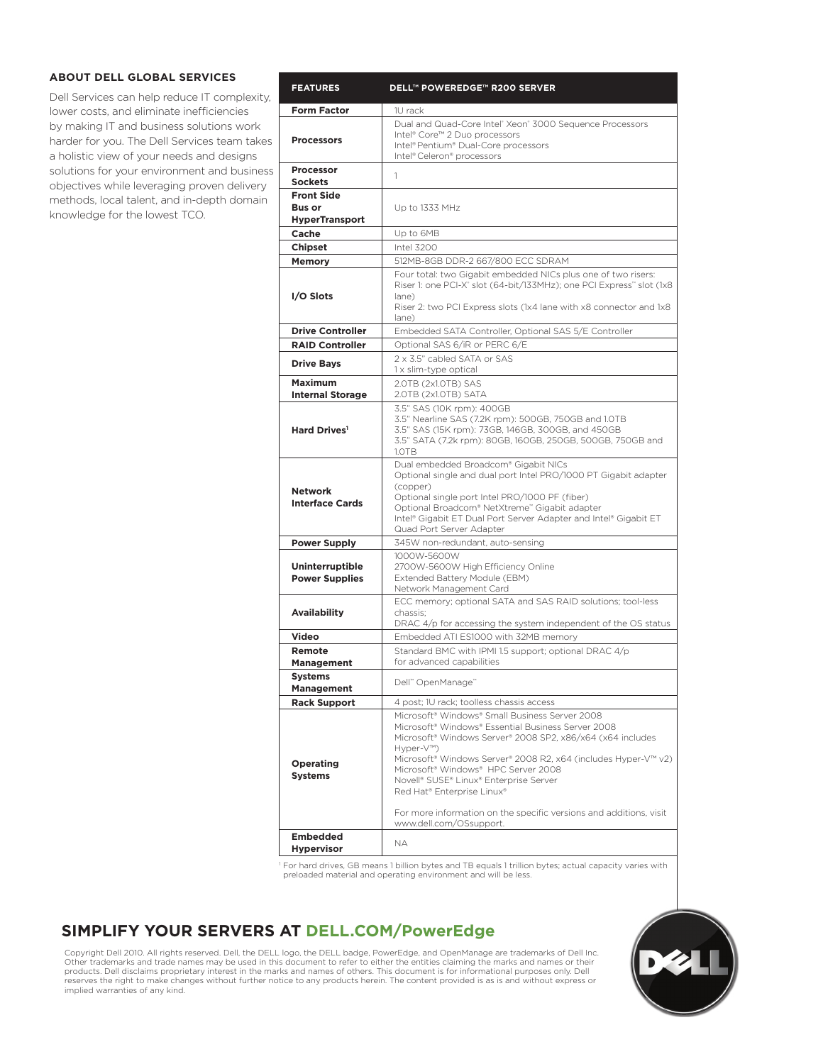## ABOUT DELL GLOBAL SERVICES

Dell Services can help reduce IT complexity, lower costs, and eliminate inefficiencies by making IT and business solutions work harder for you. The Dell Services team takes a holistic view of your needs and designs solutions for your environment and business objectives while leveraging proven delivery methods, local talent, and in-depth domain knowledge for the lowest TCO.

| FEATURES | DELL™ POWEREDGE™ R200 SERVER |
| --- | --- |
| **Form Factor** | 1U rack |
| **Processors** | Dual and Quad-Core Intel® Xeon® 3000 Sequence Processors<br>Intel® Core™ 2 Duo processors<br>Intel® Pentium® Dual-Core processors<br>Intel® Celeron® processors |
| **Processor Sockets** | 1 |
| **Front Side Bus or HyperTransport** | Up to 1333 MHz |
| **Cache** | Up to 6MB |
| **Chipset** | Intel 3200 |
| **Memory** | 512MB-8GB DDR-2 667/800 ECC SDRAM |
| **I/O Slots** | Four total: two Gigabit embedded NICs plus one of two risers:<br>Riser 1: one PCI-X® slot (64-bit/133MHz); one PCI Express™ slot (1x8 lane)<br>Riser 2: two PCI Express slots (1x4 lane with x8 connector and 1x8 lane) |
| **Drive Controller** | Embedded SATA Controller, Optional SAS 5/E Controller |
| **RAID Controller** | Optional SAS 6/iR or PERC 6/E |
| **Drive Bays** | 2 x 3.5" cabled SATA or SAS<br>1 x slim-type optical |
| **Maximum Internal Storage** | 2.0TB (2x1.0TB) SAS<br>2.0TB (2x1.0TB) SATA |
| **Hard Drives[1]** | 3.5" SAS (10K rpm): 400GB<br>3.5" Nearline SAS (7.2K rpm): 500GB, 750GB and 1.0TB<br>3.5" SAS (15K rpm): 73GB, 146GB, 300GB, and 450GB<br>3.5" SATA (7.2k rpm): 80GB, 160GB, 250GB, 500GB, 750GB and 1.0TB |
| **Network Interface Cards** | Dual embedded Broadcom® Gigabit NICs<br>Optional single and dual port Intel PRO/1000 PT Gigabit adapter (copper)<br>Optional single port Intel PRO/1000 PF (fiber)<br>Optional Broadcom® NetXtreme™ Gigabit adapter<br>Intel® Gigabit ET Dual Port Server Adapter and Intel® Gigabit ET Quad Port Server Adapter |
| **Power Supply** | 345W non-redundant, auto-sensing |
| **Uninterruptible Power Supplies** | 1000W-5600W<br>2700W-5600W High Efficiency Online<br>Extended Battery Module (EBM)<br>Network Management Card |
| **Availability** | ECC memory; optional SATA and SAS RAID solutions; tool-less chassis;<br>DRAC 4/p for accessing the system independent of the OS status |
| **Video** | Embedded ATI ES1000 with 32MB memory |
| **Remote Management** | Standard BMC with IPMI 1.5 support; optional DRAC 4/p for advanced capabilities |
| **Systems Management** | Dell™ OpenManage™ |
| **Rack Support** | 4 post; 1U rack; toolless chassis access |
| **Operating Systems** | Microsoft® Windows® Small Business Server 2008<br>Microsoft® Windows® Essential Business Server 2008<br>Microsoft® Windows Server® 2008 SP2, x86/x64 (x64 includes Hyper-V™)<br>Microsoft® Windows Server® 2008 R2, x64 (includes Hyper-V™ v2)<br>Microsoft® Windows® HPC Server 2008<br>Novell® SUSE® Linux® Enterprise Server<br>Red Hat® Enterprise Linux®<br><br>For more information on the specific versions and additions, visit www.dell.com/OSsupport. |
| **Embedded Hypervisor** | NA |

[1] For hard drives, GB means 1 billion bytes and TB equals 1 trillion bytes; actual capacity varies with preloaded material and operating environment and will be less.

## SIMPLIFY YOUR SERVERS AT DELL.COM/PowerEdge

Copyright Dell 2010. All rights reserved. Dell, the DELL logo, the DELL badge, PowerEdge, and OpenManage are trademarks of Dell Inc. Other trademarks and trade names may be used in this document to refer to either the entities claiming the marks and names or their products. Dell disclaims proprietary interest in the marks and names of others. This document is for informational purposes only. Dell reserves the right to make changes without further notice to any products herein. The content provided is as is and without express or implied warranties of any kind.